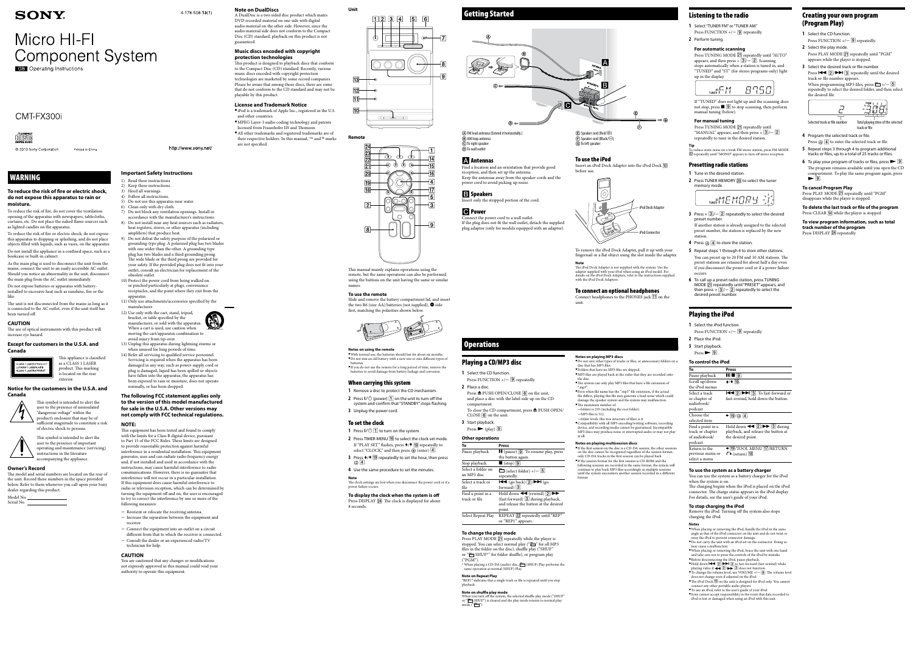# SONY

4-178-508-**13**(1)

# Micro HI-FI Component System

GB Operating Instructions

CMT-FX300i

© 2010 Sony Corporation Printed in China

http://www.sony.net/

## WARNING

**To reduce the risk of fire or electric shock, do not expose this apparatus to rain or moisture.**

To reduce the risk of fire, do not cover the ventilation opening of the apparatus with newspapers, tablecloths, curtains, etc. Do not place the naked flame sources such as lighted candles on the apparatus.

To reduce the risk of fire or electric shock, do not expose this apparatus to dripping or splashing, and do not place objects filled with liquids, such as vases, on the apparatus.

Do not install the appliance in a confined space, such as a bookcase or built-in cabinet.

As the main plug is used to disconnect the unit from the mains, connect the unit to an easily accessible AC outlet. Should you notice an abnormality in the unit, disconnect the main plug from the AC outlet immediately.

Do not expose batteries or apparatus with battery-installed to excessive heat such as sunshine, fire or the like.

The unit is not disconnected from the mains as long as it is connected to the AC outlet, even if the unit itself has been turned off.

### CAUTION

The use of optical instruments with this product will increase eye hazard.

### Except for customers in the U.S.A. and Canada

CLASS 1 LASER PRODUCT / LUOKAN 1 LASERLAITE / KLASS 1 LASERAPPARAT

This appliance is classified as a CLASS 1 LASER product. This marking is located on the rear exterior.

### Notice for the customers in the U.S.A. and Canada

This symbol is intended to alert the user to the presence of uninsulated "dangerous voltage" within the product's enclosure that may be of sufficient magnitude to constitute a risk of electric shock to persons.

This symbol is intended to alert the user to the presence of important operating and maintenance (servicing) instructions in the literature accompanying the appliance.

### Owner's Record

The model and serial numbers are located on the rear of the unit. Record these numbers in the space provided below. Refer to them whenever you call upon your Sony dealer regarding this product.

Model No. ____________

Serial No. ____________

### Important Safety Instructions

1) Read these instructions.
2) Keep these instructions.
3) Heed all warnings.
4) Follow all instructions.
5) Do not use this apparatus near water.
6) Clean only with dry cloth.
7) Do not block any ventilation openings. Install in accordance with the manufacturer's instructions.
8) Do not install near any heat sources such as radiators, heat registers, stoves, or other apparatus (including amplifiers) that produce heat.
9) Do not defeat the safety purpose of the polarized or grounding-type plug. A polarized plug has two blades with one wider than the other. A grounding type plug has two blades and a third grounding prong. The wide blade or the third prong are provided for your safety. If the provided plug does not fit into your outlet, consult an electrician for replacement of the obsolete outlet.
10) Protect the power cord from being walked on or pinched particularly at plugs, convenience receptacles, and the point where they exit from the apparatus.
11) Only use attachments/accessories specified by the manufacturer.
12) Use only with the cart, stand, tripod, bracket, or table specified by the manufacturer, or sold with the apparatus. When a cart is used, use caution when moving the cart/apparatus combination to avoid injury from tip-over.
13) Unplug this apparatus during lightning storms or when unused for long periods of time.
14) Refer all servicing to qualified service personnel. Servicing is required when the apparatus has been damaged in any way, such as power-supply cord or plug is damaged, liquid has been spilled or objects have fallen into the apparatus, the apparatus has been exposed to rain or moisture, does not operate normally, or has been dropped.

**The following FCC statement applies only to the version of this model manufactured for sale in the U.S.A. Other versions may not comply with FCC technical regulations.**

### NOTE:

This equipment has been tested and found to comply with the limits for a Class B digital device, pursuant to Part 15 of the FCC Rules. These limits are designed to provide reasonable protection against harmful interference in a residential installation. This equipment generates, uses and can radiate radio frequency energy and, if not installed and used in accordance with the instructions, may cause harmful interference to radio communications. However, there is no guarantee that interference will not occur in a particular installation. If this equipment does cause harmful interference to radio or television reception, which can be determined by turning the equipment off and on, the user is encouraged to try to correct the interference by one or more of the following measures:

— Reorient or relocate the receiving antenna.
— Increase the separation between the equipment and receiver.
— Connect the equipment into an outlet on a circuit different from that to which the receiver is connected.
— Consult the dealer or an experienced radio/TV technician for help.

### CAUTION

You are cautioned that any changes or modifications not expressly approved in this manual could void your authority to operate this equipment.

### Note on DualDiscs

A DualDisc is a two sided disc product which mates DVD recorded material on one side with digital audio material on the other side. However, since the audio material side does not conform to the Compact Disc (CD) standard, playback on this product is not guaranteed.

### Music discs encoded with copyright protection technologies

This product is designed to playback discs that conform to the Compact Disc (CD) standard. Recently, various music discs encoded with copyright protection technologies are marketed by some record companies. Please be aware that among those discs, there are some that do not conform to the CD standard and may not be playable by this product.

### License and Trademark Notice

- iPod is a trademark of Apple Inc., registered in the U.S. and other countries.
- MPEG Layer-3 audio coding technology and patents licensed from Fraunhofer IIS and Thomson.
- All other trademarks and registered trademarks are of their respective holders. In this manual, ™ and ® marks are not specified.

**Unit**

**Remote**

This manual mainly explains operations using the remote, but the same operations can also be performed using the buttons on the unit having the same or similar names.

### To use the remote

Slide and remove the battery compartment lid, and insert the two R6 (size AA) batteries (not supplied), ⊖ side first, matching the polarities shown below.

**Notes on using the remote**

- With normal use, the batteries should last for about six months.
- Do not mix an old battery with a new one or mix different types of batteries.
- If you do not use the remote for a long period of time, remove the batteries to avoid damage from battery leakage and corrosion.

### When carrying this system

1. Remove a disc to protect the CD mechanism.
2. Press I/⏻ (power) 1 on the unit to turn off the system and confirm that "STANDBY" stops flashing.
3. Unplug the power cord.

### To set the clock

1. Press I/⏻ 1 to turn on the system.
2. Press TIMER MENU 16 to select the clock set mode. If "PLAY SET" flashes, press ♦/♦ 19 repeatedly to select "CLOCK," and then press ⊕ (enter) 4.
3. Press ♦/♦ 19 repeatedly to set the hour, then press ⊕ 4.
4. Use the same procedure to set the minutes.

**Note**

The clock settings are lost when you disconnect the power cord or if a power failure occurs.

### To display the clock when the system is off

Press DISPLAY 24. The clock is displayed for about 8 seconds.

## Getting Started

Ⓐ FM lead antenna (Extend it horizontally.)
Ⓑ AM loop antenna
Ⓒ To right speaker
Ⓓ To wall outlet
Ⓔ Speaker cord (Red/⊕)
Ⓕ Speaker cord (Black/⊖)
Ⓖ To left speaker

### A Antennas

Find a location and an orientation that provide good reception, and then set up the antenna.

Keep the antennas away from the speaker cords and the power cord to avoid picking up noise.

### B Speakers

Insert only the stripped portion of the cord.

### C Power

Connect the power cord to a wall outlet.

If the plug does not fit the wall outlet, detach the supplied plug adaptor (only for models equipped with an adaptor).

### To use the iPod

Insert an iPod Dock Adapter into the iPod Dock 10 before use.

iPod Dock Adapter

iPod Connector

To remove the iPod Dock Adapter, pull it up with your fingernail or a flat object using the slot inside the adapter.

**Note**

The iPod Dock Adapter is not supplied with the system. Use the adapter supplied with your iPod when using an iPod model. For details on the iPod Dock Adapters, refer to the instructions supplied with the iPod Dock Adapters.

### To connect an optional headphones

Connect headphones to the PHONES jack 11 on the unit.

## Operations

### Playing a CD/MP3 disc

1. Select the CD function.
   Press FUNCTION +/− 9 repeatedly.
2. Place a disc.
   Press ⏏ PUSH OPEN/CLOSE 6 on the unit, and place a disc with the label side up on the CD compartment.
   To close the CD compartment, press ⏏ PUSH OPEN/CLOSE 6 on the unit.
3. Start playback.
   Press ▶ (play) 9.

**Other operations**

| To | Press |
|---|---|
| Pause playback | ❚❚ (pause) 9. To resume play, press the button again. |
| Stop playback | ■ (stop) 9. |
| Select a folder on an MP3 disc | 📁 (select folder) +/− 5 repeatedly. |
| Select a track or file | ⏮ (go back) 2/⏭ (go forward) 3. |
| Find a point in a track or file | Hold down ◀◀ (rewind) 2/▶▶ (fast forward) 3 during playback, and release the button at the desired point. |
| Select Repeat Play | REPEAT 22 repeatedly until "REP" or "REP1" appears. |

**To change the play mode**

Press PLAY MODE 21 repeatedly while the player is stopped. You can select normal play ("📁" for all MP3 files in the folder on the disc), shuffle play ("SHUF" or "📁 SHUF\*" for folder shuffle), or program play ("PGM").

\* When playing a CD-DA (audio) disc, 📁 (SHUF) Play performs the same operation as normal (SHUF) Play.

**Note on Repeat Play**

"REP1" indicates that a single track or file is repeated until you stop playback.

**Note on shuffle play mode**

When you turn off the system, the selected shuffle play mode ("SHUF" or "📁 SHUF") is cleared and the play mode returns to normal play mode ("📁").

**Notes on playing MP3 discs**

- Do not save other types of tracks or files, or unnecessary folders on a disc that has MP3 files.
- Folders that have no MP3 files are skipped.
- MP3 files are played back in the order that they are recorded onto the disc.
- The system can only play MP3 files that have a file extension of ".mp3".
- Even when file name has the ".mp3" file extension, if the actual file differs, playing this file may generate a loud noise which could damage the speaker system and the system may malfunction.
- The maximum number of:
  - folders is 255 (including the root folder).
  - MP3 files is 512.
  - folder levels (the tree structure of files) is 8.
- Compatibility with all MP3 encoding/writing software, recording device, and recording media cannot be guaranteed. Incompatible MP3 discs may produce noise or interrupted audio or may not play at all.

**Notes on playing multisession discs**

- If the first session on the disc is a CD-DA session, the other sessions on the disc cannot be recognized regardless of the session format, only CD-DA tracks in the first session can be played back.
- If the session format for the first session is CD-ROM and the following sessions are recorded in the same format, the system will continue to play back MP3 files accordingly in multiple sessions until the system encounters another session recorded in a different format.

## Listening to the radio

1. Select "TUNER FM" or "TUNER AM."
   Press FUNCTION +/− 9 repeatedly.
2. Perform tuning.

**For automatic scanning**

Press TUNING MODE 21 repeatedly until "AUTO" appears, and then press + 3/− 2. Scanning stops automatically when a station is tuned in, and "TUNED" and "ST" (for stereo programs only) light up in the display.

If "TUNED" does not light up and the scanning does not stop, press ■ 9 to stop scanning, then perform manual tuning (below).

**For manual tuning**

Press TUNING MODE 21 repeatedly until "MANUAL" appears, and then press + 3/− 2 repeatedly to tune in the desired station.

**Tip**

To reduce static noise on a weak FM stereo station, press FM MODE 20 repeatedly until "MONO" appears to turn off stereo reception.

### Presetting radio stations

1. Tune in the desired station.
2. Press TUNER MEMORY 20 to select the tuner memory mode.
3. Press + 3/− 2 repeatedly to select the desired preset number.
   If another station is already assigned to the selected preset number, the station is replaced by the new station.
4. Press ⊕ 4 to store the station.
5. Repeat steps 1 through 4 to store other stations.
   You can preset up to 20 FM and 10 AM stations. The preset stations are retained for about half a day even if you disconnect the power cord or if a power failure occurs.
6. To call up a preset radio station, press TUNING MODE 21 repeatedly until "PRESET" appears, and then press + 3/− 2 repeatedly to select the desired preset number.

## Playing the iPod

1. Select the iPod function.
   Press FUNCTION +/− 9 repeatedly.
2. Place the iPod.
3. Start playback.
   Press ▶ 9.

**To control the iPod**

| To | Press |
|---|---|
| Pause playback | ❚❚/■ 9. |
| Scroll up/down the iPod menus | ♦/♦ 19. |
| Select a track or chapter of audiobook/podcast | ⏮ 2/⏭ 3. To fast-forward or fast-rewind, hold down the button. |
| Choose the selected item | ▶ 19/⊕ 4. |
| Find a point in a track or chapter of audiobook/podcast | Hold down ◀◀ 2/▶▶ 3 during playback, and release the button at the desired point. |
| Return to the previous menu or select a menu | ♦ 19/TOOL MENU 17/RETURN ↶ (return) 18. |

**To use the system as a battery charger**

You can use the system as a battery charger for the iPod when the system is on.

The charging begins when the iPod is placed on the iPod connector. The charge status appears in the iPod display. For details, see the user's guide of your iPod.

**To stop charging the iPod**

Remove the iPod. Turning off the system also stops charging the iPod.

**Notes**

- When placing or removing the iPod, handle the iPod in the same angle as that of the iPod connector on the unit and do not twist or sway the iPod to prevent connector damage.
- Do not carry the unit with an iPod set on the connector. Doing so may cause a malfunction.
- When placing or removing the iPod, brace the unit with one hand and take care not to press the controls of the iPod by mistake.
- Before disconnecting the iPod, pause playback.
- Hold down ⏮ 2/⏭ 3 to fast-forward (fast-rewind) while playing video if ◀◀ 2/▶▶ 3 does not function.
- To change the volume level, use VOLUME +/− 8. The volume level does not change even if adjusted on the iPod.
- The iPod Dock 10 on the unit is designed for iPod only. You cannot connect any other portable audio players.
- To use an iPod, refer to the user's guide of your iPod.
- Sony cannot accept responsibility in the event that data recorded to iPod is lost or damaged when using an iPod with this unit.

## Creating your own program (Program Play)

1. Select the CD function.
   Press FUNCTION +/− 9 repeatedly.
2. Select the play mode.
   Press PLAY MODE 21 repeatedly until "PGM" appears while the player is stopped.
3. Select the desired track or file number.
   Press ⏮ 2/⏭ 3 repeatedly until the desired track or file number appears.
   When programming MP3 files, press 📁 +/− 5 repeatedly to select the desired folder, and then select the desired file.

Selected track or file number — Total playing time of the selected track or file

4. Program the selected track or file.
   Press ⊕ 4 to enter the selected track or file.
5. Repeat steps 3 through 4 to program additional tracks or files, up to a total of 25 tracks or files.
6. To play your program of tracks or files, press ▶ 9.
   The program remains available until you open the CD compartment. To play the same program again, press ▶ 9.

**To cancel Program Play**

Press PLAY MODE 21 repeatedly until "PGM" disappears while the player is stopped.

**To delete the last track or file of the program**

Press CLEAR 14 while the player is stopped.

**To view program information, such as total track number of the program**

Press DISPLAY 24 repeatedly.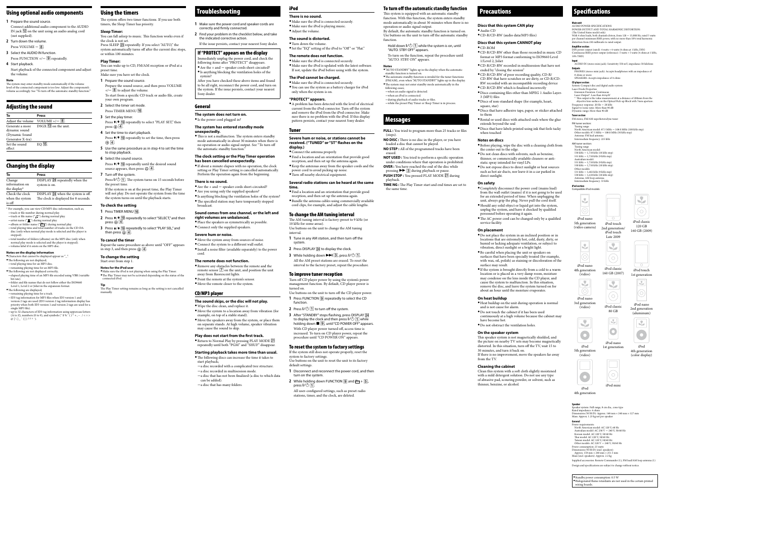## Using optional audio components

1 Prepare the sound source.

Connect additional audio component to the AUDIO IN jack 13 on the unit using an audio analog cord (not supplied).

2 Turn down the volume.

Press VOLUME − 8.

3 Select the AUDIO IN function.

Press FUNCTION +/− 9 repeatedly.

4 Start playback.

Start playback of the connected component and adjust the volume.

**Note**

The system may enter standby mode automatically if the volume level of the connected component is too low. Adjust the component's volume accordingly. See "To turn off the automatic standby function."

## Adjusting the sound

| To | Press |
|---|---|
| Adjust the volume | VOLUME +/− 8. |
| Generate a more dynamic sound (Dynamic Sound Generator X-tra) | DSGX 13 on the unit. |
| Set the sound effect | EQ 15. |

## Changing the display

| To | Press |
|---|---|
| Change information on the display* | DISPLAY 24 repeatedly when the system is on. |
| Check the clock when the system is off | DISPLAY 24 when the system is off. The clock is displayed for 8 seconds. |

* For example, you can view CD/MP3 disc information, such as;
—track or file number during normal play.
—track or file name ("♫") during normal play.
—artist name ("👤") during normal play.
—album or folder name ("📁") during normal play.
—total playing time and total number of tracks on the CD-DA disc (only when normal play mode is selected and the player is stopped).
—total number of folders (albums) on the MP3 disc (only when normal play mode is selected and the player is stopped).
—volume label if it exists on the MP3 disc.

**Notes on the display information**

- Characters that cannot be displayed appear as "_".
- The following are not displayed;
—total playing time for an MP3 disc.
—remaining playing time for an MP3 file.
- The following are not displayed correctly;
—elapsed playing time of an MP3 file encoded using VBR (variable bit rate).
—folder and file names that do not follow either the ISO9660 Level 1, Level 2 or Joliet in the expansion format.
- The following are displayed;
—remaining playing time for a track.
—ID3 tag information for MP3 files when ID3 version 1 and version 2 tags are used (ID3 version 2 tag information display has priority when both ID3 version 1 and version 2 tags are used for a single MP3 file).
—up to 32 characters of ID3 tag information using uppercase letters (A to Z), numbers (0 to 9), and symbols (" $ % ' ( ) * + , − . / < = > @ [ \ ] _ ` { | } ! ? ^ ~).

## Using the timers

The system offers two timer functions. If you use both timers, the Sleep Timer has priority.

### Sleep Timer:

You can fall asleep to music. This function works even if the clock is not set.

Press SLEEP 23 repeatedly. If you select "AUTO," the system automatically turns off after the current disc stops, or within 100 minutes.

### Play Timer:

You can wake up to CD, FM/AM reception or iPod at a preset time.

Make sure you have set the clock.

1 Prepare the sound source.

Prepare the sound source, and then press VOLUME +/− 8 to adjust the volume.

To start from a specific CD track or audio file, create your own program.

2 Select the timer set mode.

Press TIMER MENU 16.

3 Set the play timer.

Press ♦/♦ 19 repeatedly to select "PLAY SET," then press ⊕ 4.

4 Set the time to start playback.

Press ♦/♦ 19 repeatedly to set the time, then press ⊕ 4.

5 Use the same procedure as in step 4 to set the time to stop playback.

6 Select the sound source.

Press ♦/♦ 19 repeatedly until the desired sound source appears, then press ⊕ 4.

7 Turn off the system.

Press I/⏻ 1. The system turns on 15 seconds before the preset time.

If the system is on at the preset time, the Play Timer will not play. Do not operate the system from the time the system turns on until the playback starts.

#### To check the setting

1 Press TIMER MENU 16.

2 Press ♦/♦ 19 repeatedly to select "SELECT," and then press ⊕ 4.

3 Press ♦/♦ 19 repeatedly to select "PLAY SEL," and then press ⊕ 4.

#### To cancel the timer

Repeat the same procedure as above until "OFF" appears in step 3, and then press ⊕ 4.

#### To change the setting

Start over from step 1.

**Notes for the iPod user**

- Make sure the iPod is not playing when using the Play Timer.
- The Play Timer may not be activated depending on the status of the connected iPod.

**Tip**

The Play Timer setting remains as long as the setting is not cancelled manually.

## Troubleshooting

1 Make sure the power cord and speaker cords are correctly and firmly connected.

2 Find your problem in the checklist below, and take the indicated corrective action.

If the issue persists, contact your nearest Sony dealer.

### If "PROTECT" appears on the display

Immediately unplug the power cord, and check the following items after "PROTECT" disappears.

- Are the + and − speaker cords short-circuited?
- Is anything blocking the ventilation holes of the system?

After you have checked these above items and found to be all right, reconnect the power cord, and turn on the system. If the issue persists, contact your nearest Sony dealer.

### General

**The system does not turn on.**

- Is the power cord plugged in?

**The system has entered standby mode unexpectedly.**

- This is not a malfunction. The system enters standby mode automatically in about 30 minutes when there is no operation or audio signal output. See "To turn off the automatic standby function."

**The clock setting or the Play Timer operation has been cancelled unexpectedly.**

- If about a minute elapses with no operation, the clock setting or Play Timer setting is cancelled automatically. Perform the operation again from the beginning.

**There is no sound.**

- Are the + and − speaker cords short-circuited?
- Are you using only the supplied speakers?
- Is anything blocking the ventilation holes of the system?
- The specified station may have temporarily stopped broadcast.

**Sound comes from one channel, or the left and right volumes are unbalanced.**

- Place the speakers as symmetrically as possible.
- Connect only the supplied speakers.

**Severe hum or noise.**

- Move the system away from sources of noise.
- Connect the system to a different wall outlet.
- Install a noise filter (available separately) to the power cord.

**The remote does not function.**

- Remove any obstacles between the remote and the remote sensor 7 on the unit, and position the unit away from fluorescent lights.
- Point the remote at the system's sensor.
- Move the remote closer to the system.

### CD/MP3 player

**The sound skips, or the disc will not play.**

- Wipe the disc clean, and replace it.
- Move the system to a location away from vibration (for example, on top of a stable stand).
- Move the speakers away from the system, or place them on separate stands. At high volume, speaker vibration may cause the sound to skip.

**Play does not start from the first track.**

- Return to Normal Play by pressing PLAY MODE 21 repeatedly until both "PGM" and "SHUF" disappear.

**Starting playback takes more time than usual.**

- The following discs can increase the time it takes to start playback;
—a disc recorded with a complicated tree structure.
—a disc recorded in multisession mode.
—a disc that has not been finalized (a disc to which data can be added).
—a disc that has many folders.

### iPod

**There is no sound.**

- Make sure the iPod is connected securely.
- Make sure the iPod is playing music.
- Adjust the volume.

**The sound is distorted.**

- Turn down the volume.
- Set the "EQ" setting of the iPod to "Off" or "Flat."

**The remote does not function.**

- Make sure the iPod is connected securely.
- Make sure the iPod is updated with the latest software. If not, update the iPod before using with the system.

**The iPod cannot be charged.**

- Make sure the iPod is connected securely.
- You can use the system as a battery charger for iPod only when the system is on.

**"PROTECT" appears.**

- A problem has been detected with the level of electrical current from the iPod connector. Turn off the system and remove the iPod from the iPod connector. Make sure there is no problem with the iPod. If this display pattern persists, contact your nearest Sony dealer.

### Tuner

**Severe hum or noise, or stations cannot be received. ("TUNED" or "ST" flashes on the display.)**

- Connect the antenna properly.
- Find a location and an orientation that provide good reception, and then set up the antenna again.
- Keep the antennas away from the speaker cords and the power cord to avoid picking up noise.
- Turn off nearby electrical equipment.

**Several radio stations can be heard at the same time.**

- Find a location and an orientation that provide good reception, and then set up the antenna again.
- Bundle the antenna cables using commercially available cord clips, for example, and adjust the cable lengths.

### To change the AM tuning interval

The AM tuning interval is factory-preset to 9 kHz (or 10 kHz for some areas).

Use buttons on the unit to change the AM tuning interval.

1 Tune in any AM station, and then turn off the system.

2 Press DISPLAY 24 to display the clock.

3 While holding down ▶▶I 3, press I/⏻ 1.

All the AM preset stations are erased. To reset the interval to the factory preset, repeat the procedure.

### To improve tuner reception

Turn off CD player power by using the system's power management function. By default, CD player power is turned on.

Use buttons on the unit to turn off the CD player power.

1 Press FUNCTION 9 repeatedly to select the CD function.

2 Press I/⏻ 1 to turn off the system.

3 After "STANDBY" stops flashing, press DISPLAY 24 to display the clock and then press I/⏻ 1 while holding down ■ 9, until "CD POWER OFF" appears.

With CD player power turned off, access time is increased. To turn on CD player power, repeat the procedure until "CD POWER ON" appears.

### To reset the system to factory settings

If the system still does not operate properly, reset the system to factory settings.

Use buttons on the unit to reset the unit to its factory default settings.

1 Disconnect and reconnect the power cord, and then turn on the system.

2 While holding down FUNCTION 9 and 📁 + 5, press I/⏻ 1.

All user-configured settings, such as preset radio stations, timer, and the clock, are deleted.

### To turn off the automatic standby function

This system is equipped with an automatic standby function. With this function, the system enters standby mode automatically in about 30 minutes when there is no operation or audio signal output.

By default, the automatic standby function is turned on. Use buttons on the unit to turn off the automatic standby function.

Hold down I/⏻ 1 while the system is on, until "AUTO. STBY OFF" appears.

To turn on the function, repeat the procedure until "AUTO. STBY ON" appears.

**Notes**

- "AUTO STANDBY" lights up in the display when the automatic standby function is turned on.
- The automatic standby function is invalid for the tuner functions (FM/AM), even when "AUTO STANDBY" lights up in the display.
- The system may not enter standby mode automatically in the following cases;
—when an audio signal is detected.
—when an iPod is connected.
—during playback of audio tracks or files.
—while the preset Play Timer or Sleep Timer is in process.

## Messages

**FULL :** You tried to program more than 25 tracks or files (steps).

**NO DISC :** There is no disc in the player, or you have loaded a disc that cannot be played.

**NO STEP :** All of the programmed tracks have been erased.

**NOT USED :** You tried to perform a specific operation under conditions where that operation is prohibited.

**OVER :** You have reached the end of the disc while pressing ▶▶ 3 during playback or pause.

**PUSH STOP :** You pressed PLAY MODE 21 during playback.

**TIME NG :** The Play Timer start and end times are set to the same time.

## Precautions

### Discs that this system CAN play

- Audio CD
- CD-R/CD-RW (audio data/MP3 files)

### Discs that this system CANNOT play

- CD-ROM
- CD-R/CD-RW other than those recorded in music CD format or MP3 format conforming to ISO9660 Level 1/Level 2, Joliet
- CD-R/CD-RW recorded in multisession that have not ended by "closing the session"
- CD-R/CD-RW of poor recording quality, CD-R/CD-RW that have scratches or are dirty, or CD-R/CD-RW recorded with an incompatible recording device
- CD-R/CD-RW which is finalized incorrectly
- Discs containing files other than MPEG 1 Audio Layer-3 (MP3) files
- Discs of non-standard shape (for example, heart, square, star)
- Discs that have adhesive tape, paper, or sticker attached to them
- Rental or used discs with attached seals where the glue extends beyond the seal
- Discs that have labels printed using ink that feels tacky when touched

### Notes on discs

- Before playing, wipe the disc with a cleaning cloth from the center out to the edge.
- Do not clean discs with solvents, such as benzine, thinner, or commercially available cleaners or anti-static spray intended for vinyl LPs.
- Do not expose discs to direct sunlight or heat sources such as hot air ducts, nor leave it in a car parked in direct sunlight.

### On safety

- Completely disconnect the power cord (mains lead) from the wall outlet (mains) if it is not going to be used for an extended period of time. When unplugging the unit, always grip the plug. Never pull the cord itself.
- Should any solid object or liquid get into the system, unplug the system, and have it checked by qualified personnel before operating it again.
- The AC power cord can be changed only by a qualified service facility.

### On placement

- Do not place the system in an inclined position or in locations that are extremely hot, cold, dusty, dirty, or humid or lacking adequate ventilation, or subject to vibration, direct sunlight or a bright light.
- Be careful when placing the unit or speakers on surfaces that have been specially treated (for example, with wax, oil, polish) as staining or discoloration of the surface may result.
- If the system is brought directly from a cold to a warm location or is placed in a very damp room, moisture may condense on the lens inside the CD player, and cause the system to malfunction. In this situation, remove the disc, and leave the system turned on for about an hour until the moisture evaporates.

### On heat buildup

- Heat buildup on the unit during operation is normal and is not cause for alarm.
- Do not touch the cabinet if it has been used continuously at a high volume because the cabinet may have become hot.
- Do not obstruct the ventilation holes.

### On the speaker system

This speaker system is not magnetically shielded, and the picture on nearby TV sets may become magnetically distorted. In this situation, turn off the TV, wait 15 to 30 minutes, and turn it back on.

If there is no improvement, move the speakers far away from the TV.

### Cleaning the cabinet

Clean this system with a soft cloth slightly moistened with a mild detergent solution. Do not use any type of abrasive pad, scouring powder, or solvent, such as thinner, benzine, or alcohol.

## Specifications

**Main unit**

AUDIO POWER SPECIFICATIONS

POWER OUTPUT AND TOTAL HARMONIC DISTORTION:

(The United States model only)

With 4 ohm loads, both channels driven, from 120 – 15,000 Hz; rated 5 watts per channel minimum RMS power, with no more than 10% total harmonic distortion from 250 milliwatts to rated output.

**Amplifier section**

DIN power output (rated): 4 watts + 4 watts (4 ohms at 1 kHz, DIN)

Continuous RMS power output (reference): 5 watts + 5 watts (4 ohms at 1 kHz, 10% THD)

**Input**

AUDIO IN (stereo mini jack): Sensitivity 550 mV, impedance 50 kilohms

**Outputs**

PHONES (stereo mini jack): Accepts headphones with an impedance of 8 ohms or more

SPEAKERS: Accepts impedance of 4 ohms

**CD player section**

System: Compact disc and digital audio system

Laser Diode Properties

Emission Duration: Continuous

Laser Output*: Less than 44.6 μW

* This output is the value measurement at a distance of 200 mm from the objective lens surface on the Optical Pick-up Block with 7 mm aperture.

Frequency response: 20 Hz — 20 kHz

Signal-to-noise ratio: More than 90 dB

Dynamic range: More than 90 dB

**Tuner section**

FM stereo, FM/AM superheterodyne tuner

FM tuner section:

Tuning range

North American model: 87.5 MHz — 108.0 MHz (100 kHz step)

Other models: 87.5 MHz — 108.0 MHz (50 kHz step)

Antenna: FM lead antenna

Intermediate frequency: 225 kHz

AM tuner section:

Tuning range

North American model:

530 kHz — 1,710 kHz (10 kHz step)

531 kHz — 1,710 kHz (9 kHz step)

Australian model:

531 kHz — 1,710 kHz (9 kHz step)

530 kHz — 1,710 kHz (10 kHz step)

Other models:

531 kHz — 1,602 kHz (9 kHz step)

530 kHz — 1,610 kHz (10 kHz step)

Antenna: AM loop antenna

Intermediate frequency: 55 kHz

**iPod section**

Compatible iPod models:

iPod nano 5th generation (video camera)

iPod touch 2nd generation/ iPod touch Late 2009

iPod classic 120 GB 160 GB (2009)

iPod nano 4th generation (video)

iPod classic 160 GB (2007)

iPod touch 1st generation

iPod nano 3rd generation (video)

iPod classic 80 GB

iPod nano 2nd generation (aluminum)

iPod 5th generation (video)

iPod nano 1st generation

iPod 4th generation (color display)

iPod 4th generation

iPod mini

**Speaker**

Speaker system: Full range, 8 cm dia., cone type

Rated impedance: 4 ohms

Dimensions (W/H/D): Approx. 140 mm × 240 mm × 127 mm

Mass: Approx. 1.25 kg net per speaker

**General**

Power requirements:

North American model: AC 120 V, 60 Hz

Australian model: AC 230 V — 240 V, 50/60 Hz

Korean model: AC 220 V, 50/60 Hz

Thai model: AC 220 V, 50/60 Hz

Taiwan model: AC 120 V, 50/60 Hz

Other models: AC 120 V — 240 V, 50/60 Hz

Power consumption: 25 watts

Dimensions (W/H/D) (excl. speakers):

Approx. 150 mm × 240 mm × 251.5 mm

Mass (excl. speakers): Approx. 2.2 kg

Supplied accessories: Remote Commander (1), FM lead/AM loop antenna (1)

Design and specifications are subject to change without notice.

- Standby power consumption: 0.5 W
- Halogenated flame retardants are not used in the certain printed wiring boards.